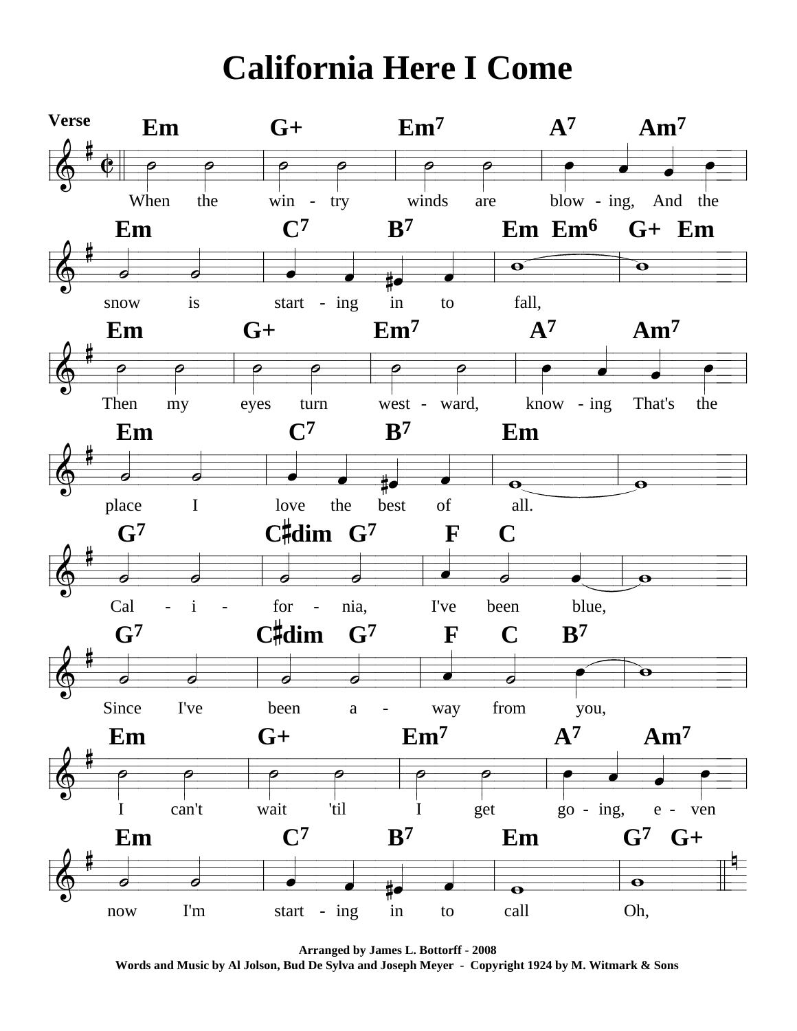# California Here I Come

**Verse**

Em G+ Em7 A7 Am7
When the win - try winds are blow - ing, And the

Em C7 B7 Em Em6 G+ Em
snow is start - ing in to fall,

Em G+ Em7 A7 Am7
Then my eyes turn west - ward, know - ing That's the

Em C7 B7 Em
place I love the best of all.

G7 C♯dim G7 F C
Cal - i - for - nia, I've been blue,

G7 C♯dim G7 F C B7
Since I've been a - way from you,

Em G+ Em7 A7 Am7
I can't wait 'til I get go - ing, e - ven

Em C7 B7 Em G7 G+
now I'm start - ing in to call Oh,

**Arranged by James L. Bottorff - 2008**
**Words and Music by Al Jolson, Bud De Sylva and Joseph Meyer - Copyright 1924 by M. Witmark & Sons**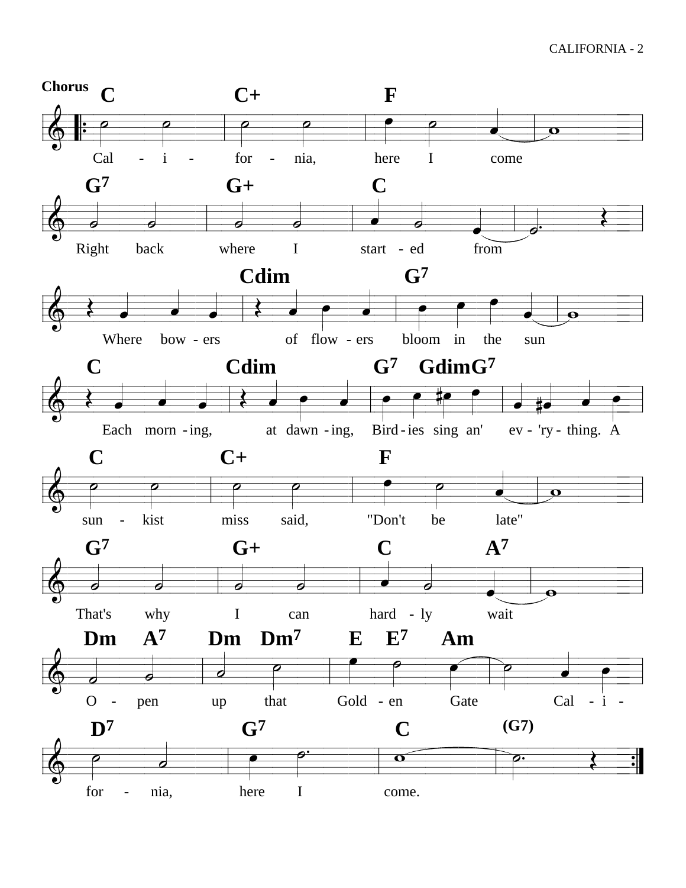**Chorus**

C C+ F

Cal - i - for - nia, here I come

G7 G+ C

Right back where I start - ed from

Cdim G7

Where bow - ers of flow - ers bloom in the sun

C Cdim G7 GdimG7

Each morn - ing, at dawn - ing, Bird - ies sing an' ev - 'ry - thing. A

C C+ F

sun - kist miss said, "Don't be late"

G7 G+ C A7

That's why I can hard - ly wait

Dm A7 Dm Dm7 E E7 Am

O - pen up that Gold - en Gate Cal - i -

D7 G7 C (G7)

for - nia, here I come.